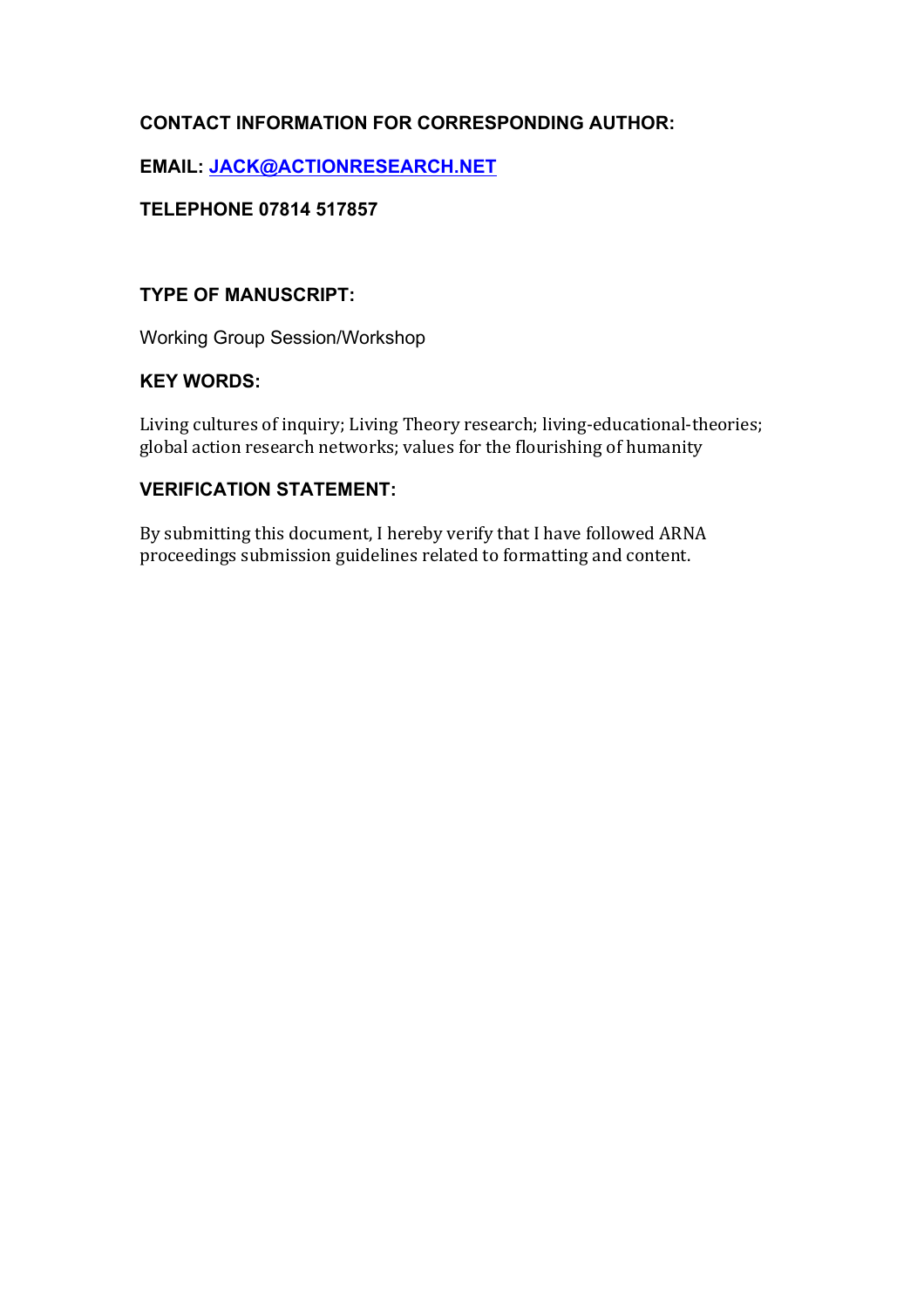**CONTACT INFORMATION FOR CORRESPONDING AUTHOR:**

**EMAIL: [JACK@ACTIONRESEARCH.NET](mailto:JACK@ACTIONRESEARCH.NET)**

**TELEPHONE 07814 517857**

**TYPE OF MANUSCRIPT:**

Working Group Session/Workshop

**KEY WORDS:**

Living cultures of inquiry; Living Theory research; living-educational-theories; global action research networks; values for the flourishing of humanity

**VERIFICATION STATEMENT:**

By submitting this document, I hereby verify that I have followed ARNA proceedings submission guidelines related to formatting and content.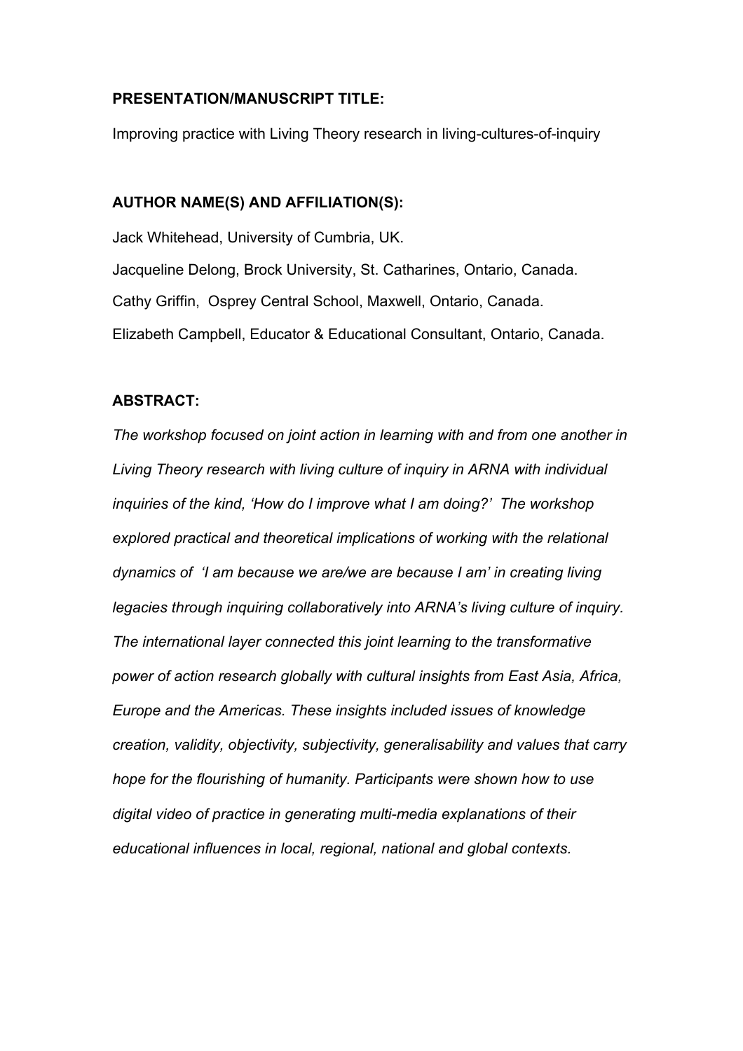**PRESENTATION/MANUSCRIPT TITLE:**

Improving practice with Living Theory research in living-cultures-of-inquiry

**AUTHOR NAME(S) AND AFFILIATION(S):**

Jack Whitehead, University of Cumbria, UK.

Jacqueline Delong, Brock University, St. Catharines, Ontario, Canada.

Cathy Griffin, Osprey Central School, Maxwell, Ontario, Canada.

Elizabeth Campbell, Educator & Educational Consultant, Ontario, Canada.

**ABSTRACT:**

*The workshop focused on joint action in learning with and from one another in Living Theory research with living culture of inquiry in ARNA with individual inquiries of the kind, 'How do I improve what I am doing?' The workshop explored practical and theoretical implications of working with the relational dynamics of 'I am because we are/we are because I am' in creating living legacies through inquiring collaboratively into ARNA's living culture of inquiry. The international layer connected this joint learning to the transformative power of action research globally with cultural insights from East Asia, Africa, Europe and the Americas. These insights included issues of knowledge creation, validity, objectivity, subjectivity, generalisability and values that carry hope for the flourishing of humanity. Participants were shown how to use digital video of practice in generating multi-media explanations of their educational influences in local, regional, national and global contexts.*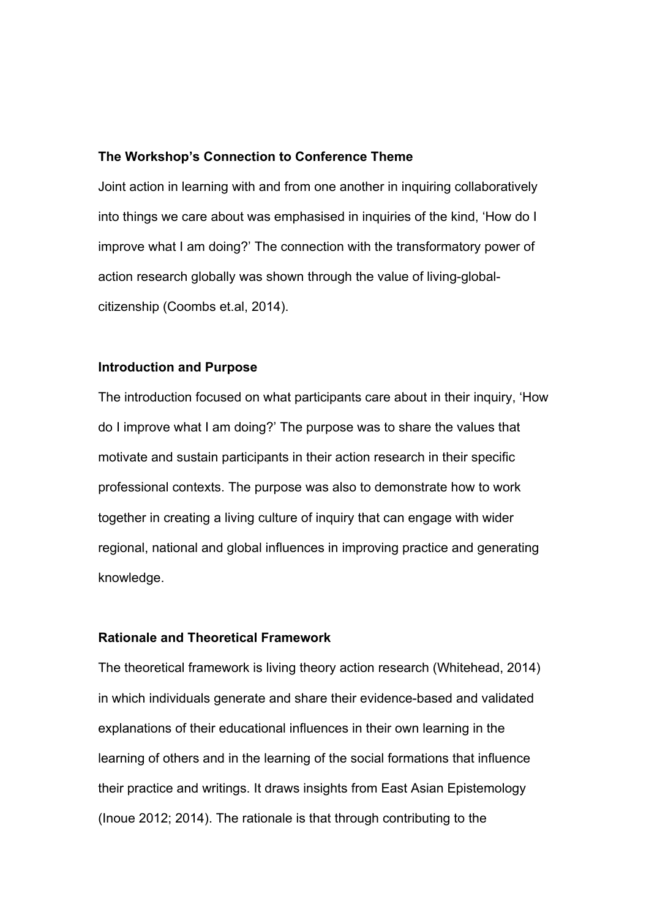**The Workshop's Connection to Conference Theme**

Joint action in learning with and from one another in inquiring collaboratively into things we care about was emphasised in inquiries of the kind, 'How do I improve what I am doing?' The connection with the transformatory power of action research globally was shown through the value of living-global-citizenship (Coombs et.al, 2014).

**Introduction and Purpose**

The introduction focused on what participants care about in their inquiry, 'How do I improve what I am doing?' The purpose was to share the values that motivate and sustain participants in their action research in their specific professional contexts. The purpose was also to demonstrate how to work together in creating a living culture of inquiry that can engage with wider regional, national and global influences in improving practice and generating knowledge.

**Rationale and Theoretical Framework**

The theoretical framework is living theory action research (Whitehead, 2014) in which individuals generate and share their evidence-based and validated explanations of their educational influences in their own learning in the learning of others and in the learning of the social formations that influence their practice and writings. It draws insights from East Asian Epistemology (Inoue 2012; 2014). The rationale is that through contributing to the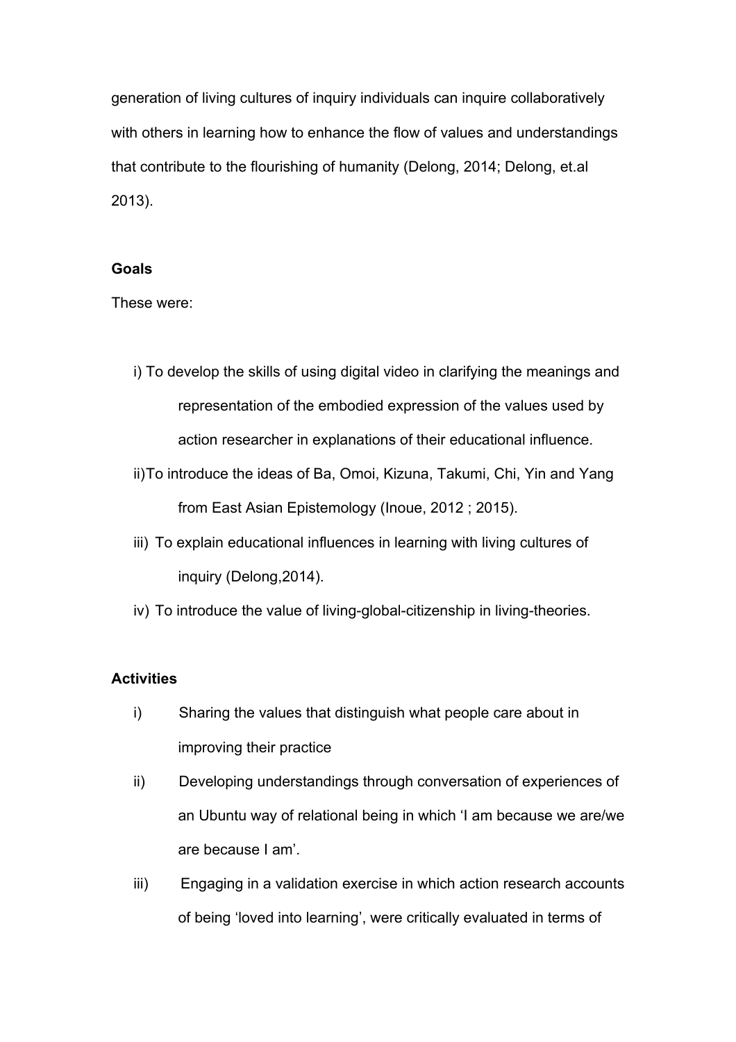generation of living cultures of inquiry individuals can inquire collaboratively with others in learning how to enhance the flow of values and understandings that contribute to the flourishing of humanity (Delong, 2014; Delong, et.al 2013).

**Goals**

These were:

i) To develop the skills of using digital video in clarifying the meanings and representation of the embodied expression of the values used by action researcher in explanations of their educational influence.

ii)To introduce the ideas of Ba, Omoi, Kizuna, Takumi, Chi, Yin and Yang from East Asian Epistemology (Inoue, 2012 ; 2015).

iii) To explain educational influences in learning with living cultures of inquiry (Delong,2014).

iv) To introduce the value of living-global-citizenship in living-theories.

**Activities**

i) Sharing the values that distinguish what people care about in improving their practice

ii) Developing understandings through conversation of experiences of an Ubuntu way of relational being in which 'I am because we are/we are because I am'.

iii) Engaging in a validation exercise in which action research accounts of being 'loved into learning', were critically evaluated in terms of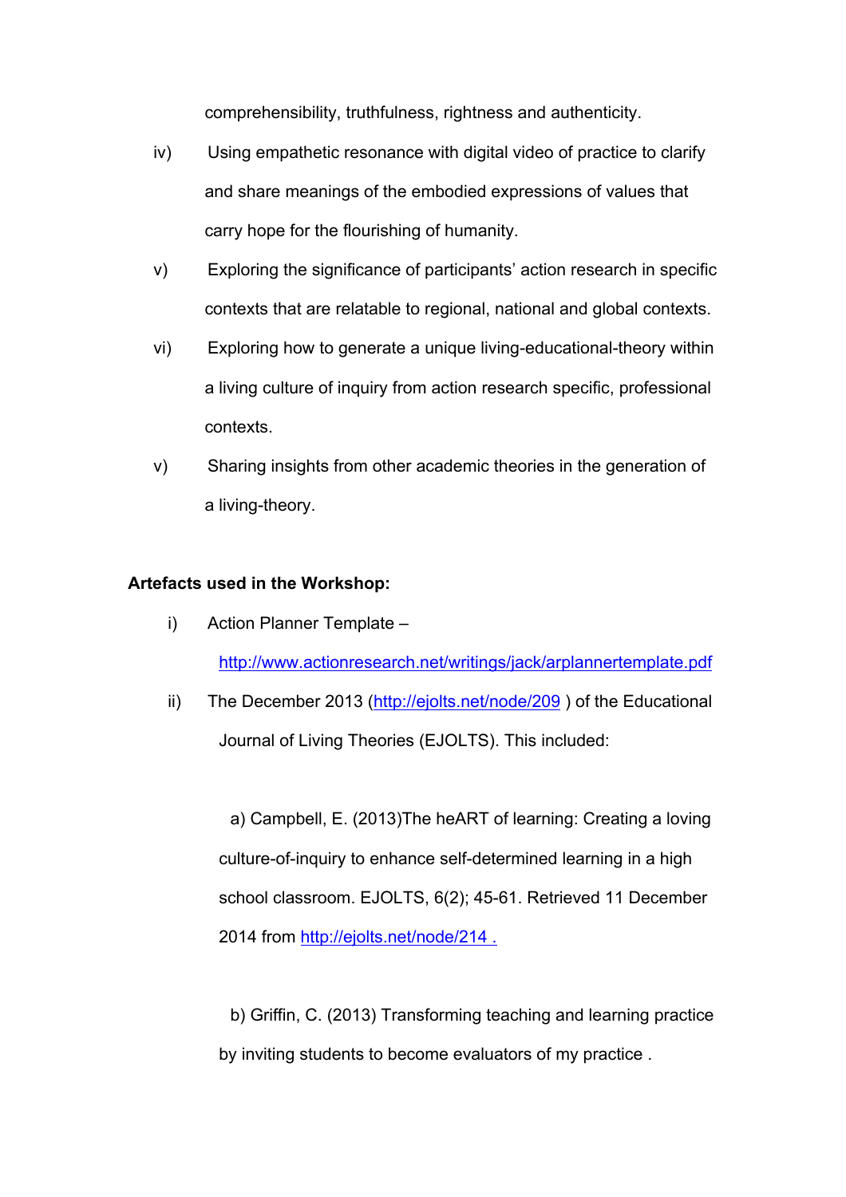comprehensibility, truthfulness, rightness and authenticity.

iv) Using empathetic resonance with digital video of practice to clarify and share meanings of the embodied expressions of values that carry hope for the flourishing of humanity.

v) Exploring the significance of participants' action research in specific contexts that are relatable to regional, national and global contexts.

vi) Exploring how to generate a unique living-educational-theory within a living culture of inquiry from action research specific, professional contexts.

v) Sharing insights from other academic theories in the generation of a living-theory.

**Artefacts used in the Workshop:**

i) Action Planner Template – http://www.actionresearch.net/writings/jack/arplannertemplate.pdf

ii) The December 2013 (http://ejolts.net/node/209 ) of the Educational Journal of Living Theories (EJOLTS). This included:

a) Campbell, E. (2013)The heART of learning: Creating a loving culture-of-inquiry to enhance self-determined learning in a high school classroom. EJOLTS, 6(2); 45-61. Retrieved 11 December 2014 from http://ejolts.net/node/214 .

b) Griffin, C. (2013) Transforming teaching and learning practice by inviting students to become evaluators of my practice .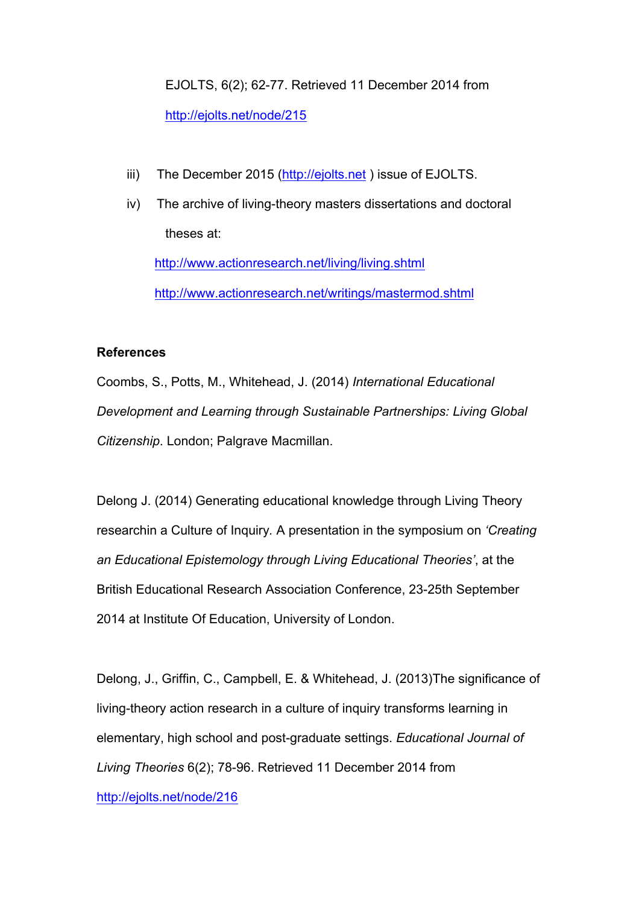EJOLTS, 6(2); 62-77. Retrieved 11 December 2014 from [http://ejolts.net/node/215](http://ejolts.net/node/215)

iii) The December 2015 ([http://ejolts.net](http://ejolts.net) ) issue of EJOLTS.

iv) The archive of living-theory masters dissertations and doctoral theses at:

[http://www.actionresearch.net/living/living.shtml](http://www.actionresearch.net/living/living.shtml)

[http://www.actionresearch.net/writings/mastermod.shtml](http://www.actionresearch.net/writings/mastermod.shtml)

**References**

Coombs, S., Potts, M., Whitehead, J. (2014) *International Educational Development and Learning through Sustainable Partnerships: Living Global Citizenship*. London; Palgrave Macmillan.

Delong J. (2014) Generating educational knowledge through Living Theory researchin a Culture of Inquiry. A presentation in the symposium on *'Creating an Educational Epistemology through Living Educational Theories'*, at the British Educational Research Association Conference, 23-25th September 2014 at Institute Of Education, University of London.

Delong, J., Griffin, C., Campbell, E. & Whitehead, J. (2013)The significance of living-theory action research in a culture of inquiry transforms learning in elementary, high school and post-graduate settings. *Educational Journal of Living Theories* 6(2); 78-96. Retrieved 11 December 2014 from [http://ejolts.net/node/216](http://ejolts.net/node/216)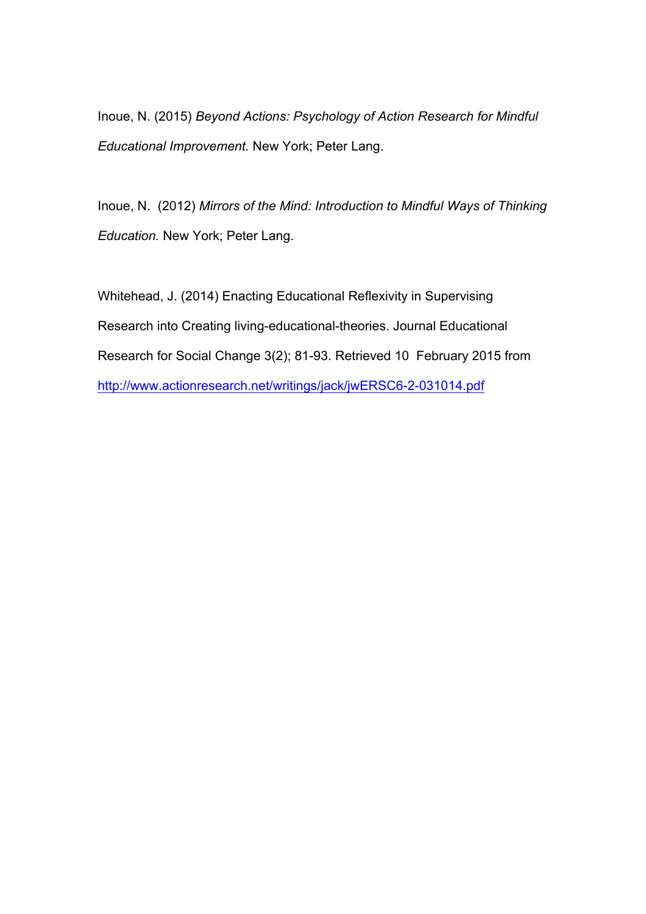Inoue, N. (2015) *Beyond Actions: Psychology of Action Research for Mindful Educational Improvement.* New York; Peter Lang.

Inoue, N. (2012) *Mirrors of the Mind: Introduction to Mindful Ways of Thinking Education.* New York; Peter Lang.

Whitehead, J. (2014) Enacting Educational Reflexivity in Supervising Research into Creating living-educational-theories. Journal Educational Research for Social Change 3(2); 81-93. Retrieved 10 February 2015 from http://www.actionresearch.net/writings/jack/jwERSC6-2-031014.pdf